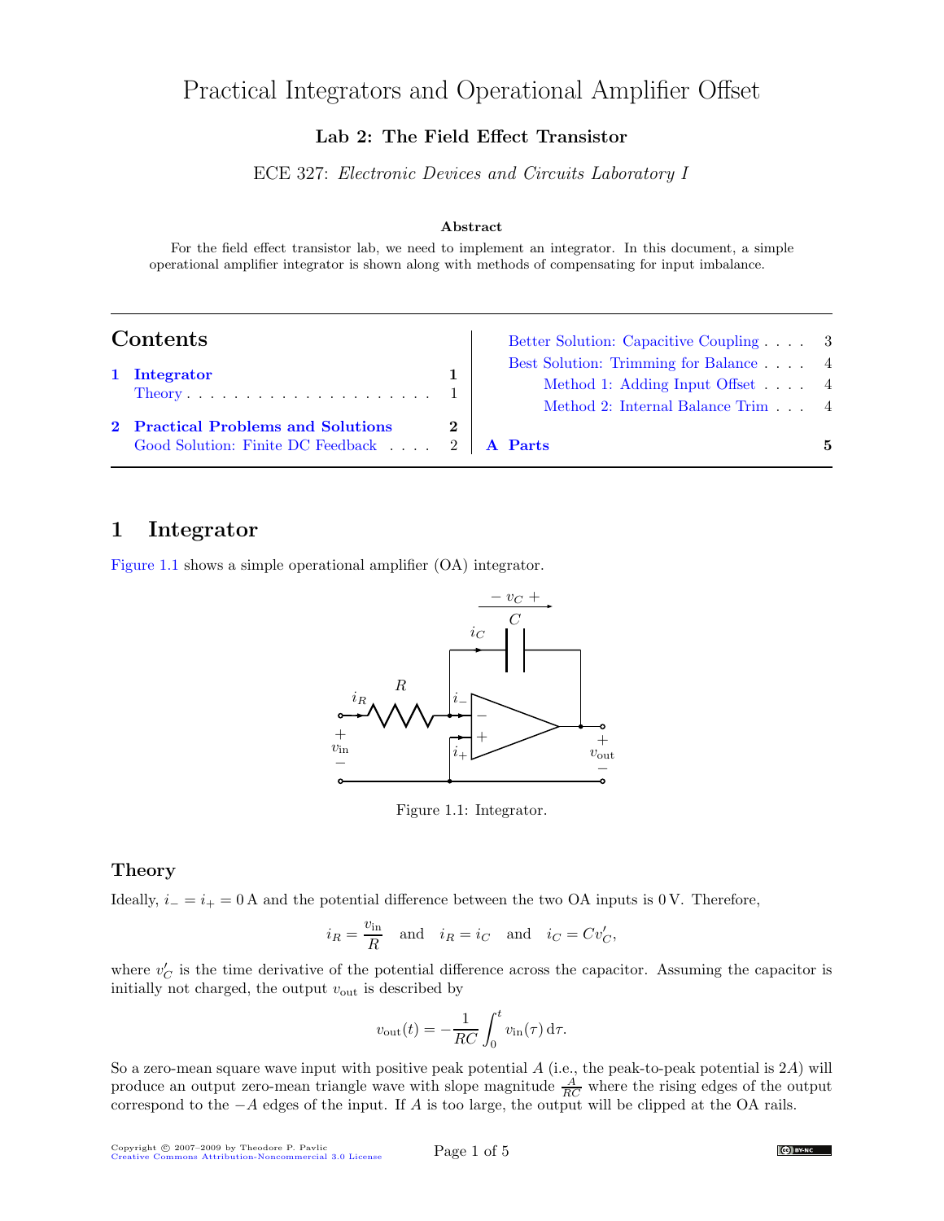# Practical Integrators and Operational Amplifier Offset

**Lab 2: The Field Effect Transistor**

ECE 327: *Electronic Devices and Circuits Laboratory I*

**Abstract**

For the field effect transistor lab, we need to implement an integrator. In this document, a simple operational amplifier integrator is shown along with methods of compensating for input imbalance.

## Contents

1 Integrator — 1
- Theory — 1

2 Practical Problems and Solutions — 2
- Good Solution: Finite DC Feedback — 2
- Better Solution: Capacitive Coupling — 3
- Best Solution: Trimming for Balance — 4
  - Method 1: Adding Input Offset — 4
  - Method 2: Internal Balance Trim — 4

A Parts — 5

## 1 Integrator

Figure 1.1 shows a simple operational amplifier (OA) integrator.

Figure 1.1: Integrator.

### Theory

Ideally, $i_- = i_+ = 0\,\text{A}$ and the potential difference between the two OA inputs is $0\,\text{V}$. Therefore,

$$i_R = \frac{v_{\text{in}}}{R} \quad \text{and} \quad i_R = i_C \quad \text{and} \quad i_C = Cv_C',$$

where $v_C'$ is the time derivative of the potential difference across the capacitor. Assuming the capacitor is initially not charged, the output $v_{\text{out}}$ is described by

$$v_{\text{out}}(t) = -\frac{1}{RC}\int_0^t v_{\text{in}}(\tau)\,\mathrm{d}\tau.$$

So a zero-mean square wave input with positive peak potential $A$ (i.e., the peak-to-peak potential is $2A$) will produce an output zero-mean triangle wave with slope magnitude $\frac{A}{RC}$ where the rising edges of the output correspond to the $-A$ edges of the input. If $A$ is too large, the output will be clipped at the OA rails.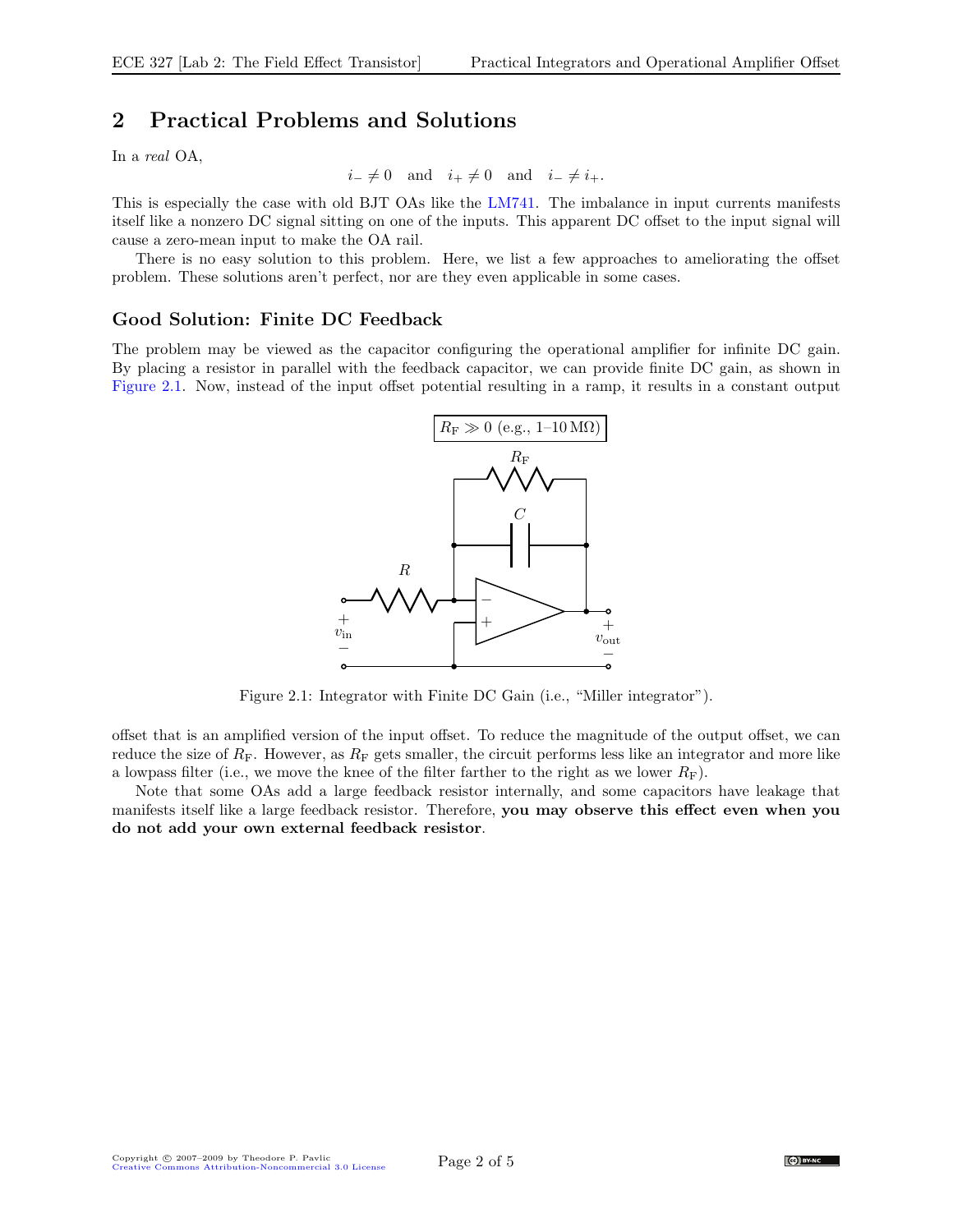## 2 Practical Problems and Solutions

In a *real* OA,

$$i_- \neq 0 \quad \text{and} \quad i_+ \neq 0 \quad \text{and} \quad i_- \neq i_+.$$

This is especially the case with old BJT OAs like the LM741. The imbalance in input currents manifests itself like a nonzero DC signal sitting on one of the inputs. This apparent DC offset to the input signal will cause a zero-mean input to make the OA rail.

There is no easy solution to this problem. Here, we list a few approaches to ameliorating the offset problem. These solutions aren't perfect, nor are they even applicable in some cases.

### Good Solution: Finite DC Feedback

The problem may be viewed as the capacitor configuring the operational amplifier for infinite DC gain. By placing a resistor in parallel with the feedback capacitor, we can provide finite DC gain, as shown in Figure 2.1. Now, instead of the input offset potential resulting in a ramp, it results in a constant output offset that is an amplified version of the input offset. To reduce the magnitude of the output offset, we can reduce the size of $R_F$. However, as $R_F$ gets smaller, the circuit performs less like an integrator and more like a lowpass filter (i.e., we move the knee of the filter farther to the right as we lower $R_F$).

$R_F \gg 0$ (e.g., 1–10 MΩ)

Figure 2.1: Integrator with Finite DC Gain (i.e., "Miller integrator").

Note that some OAs add a large feedback resistor internally, and some capacitors have leakage that manifests itself like a large feedback resistor. Therefore, **you may observe this effect even when you do not add your own external feedback resistor**.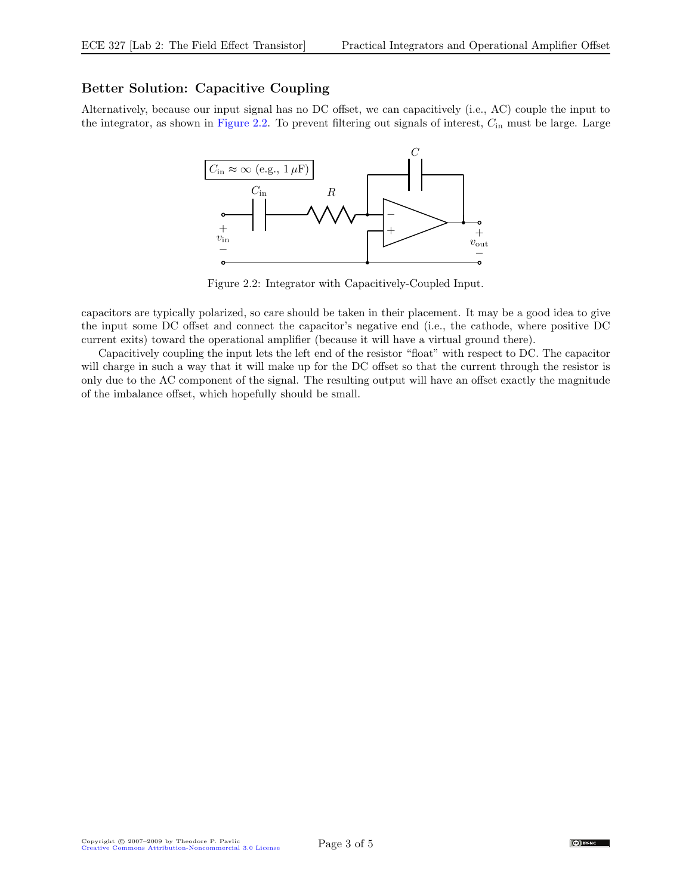### Better Solution: Capacitive Coupling

Alternatively, because our input signal has no DC offset, we can capacitively (i.e., AC) couple the input to the integrator, as shown in Figure 2.2. To prevent filtering out signals of interest, $C_{\text{in}}$ must be large. Large capacitors are typically polarized, so care should be taken in their placement. It may be a good idea to give the input some DC offset and connect the capacitor's negative end (i.e., the cathode, where positive DC current exits) toward the operational amplifier (because it will have a virtual ground there).

Figure 2.2: Integrator with Capacitively-Coupled Input.

Capacitively coupling the input lets the left end of the resistor "float" with respect to DC. The capacitor will charge in such a way that it will make up for the DC offset so that the current through the resistor is only due to the AC component of the signal. The resulting output will have an offset exactly the magnitude of the imbalance offset, which hopefully should be small.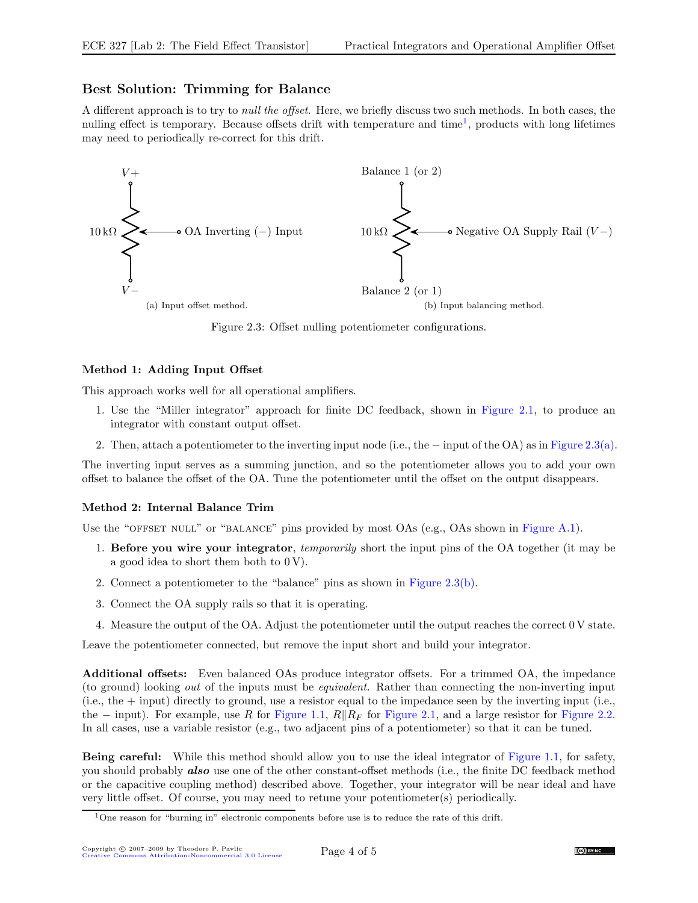## Best Solution: Trimming for Balance

A different approach is to try to *null the offset*. Here, we briefly discuss two such methods. In both cases, the nulling effect is temporary. Because offsets drift with temperature and time[1], products with long lifetimes may need to periodically re-correct for this drift.

$V+$

$10\,\text{k}\Omega$ — OA Inverting (−) Input

$V-$

(a) Input offset method.

Balance 1 (or 2)

$10\,\text{k}\Omega$ — Negative OA Supply Rail ($V-$)

Balance 2 (or 1)

(b) Input balancing method.

Figure 2.3: Offset nulling potentiometer configurations.

### Method 1: Adding Input Offset

This approach works well for all operational amplifiers.

1. Use the "Miller integrator" approach for finite DC feedback, shown in Figure 2.1, to produce an integrator with constant output offset.
2. Then, attach a potentiometer to the inverting input node (i.e., the − input of the OA) as in Figure 2.3(a).

The inverting input serves as a summing junction, and so the potentiometer allows you to add your own offset to balance the offset of the OA. Tune the potentiometer until the offset on the output disappears.

### Method 2: Internal Balance Trim

Use the "OFFSET NULL" or "BALANCE" pins provided by most OAs (e.g., OAs shown in Figure A.1).

1. **Before you wire your integrator**, *temporarily* short the input pins of the OA together (it may be a good idea to short them both to 0 V).
2. Connect a potentiometer to the "balance" pins as shown in Figure 2.3(b).
3. Connect the OA supply rails so that it is operating.
4. Measure the output of the OA. Adjust the potentiometer until the output reaches the correct 0 V state.

Leave the potentiometer connected, but remove the input short and build your integrator.

**Additional offsets:** Even balanced OAs produce integrator offsets. For a trimmed OA, the impedance (to ground) looking *out* of the inputs must be *equivalent*. Rather than connecting the non-inverting input (i.e., the + input) directly to ground, use a resistor equal to the impedance seen by the inverting input (i.e., the − input). For example, use $R$ for Figure 1.1, $R \| R_F$ for Figure 2.1, and a large resistor for Figure 2.2. In all cases, use a variable resistor (e.g., two adjacent pins of a potentiometer) so that it can be tuned.

**Being careful:** While this method should allow you to use the ideal integrator of Figure 1.1, for safety, you should probably ***also*** use one of the other constant-offset methods (i.e., the finite DC feedback method or the capacitive coupling method) described above. Together, your integrator will be near ideal and have very little offset. Of course, you may need to retune your potentiometer(s) periodically.

[1] One reason for "burning in" electronic components before use is to reduce the rate of this drift.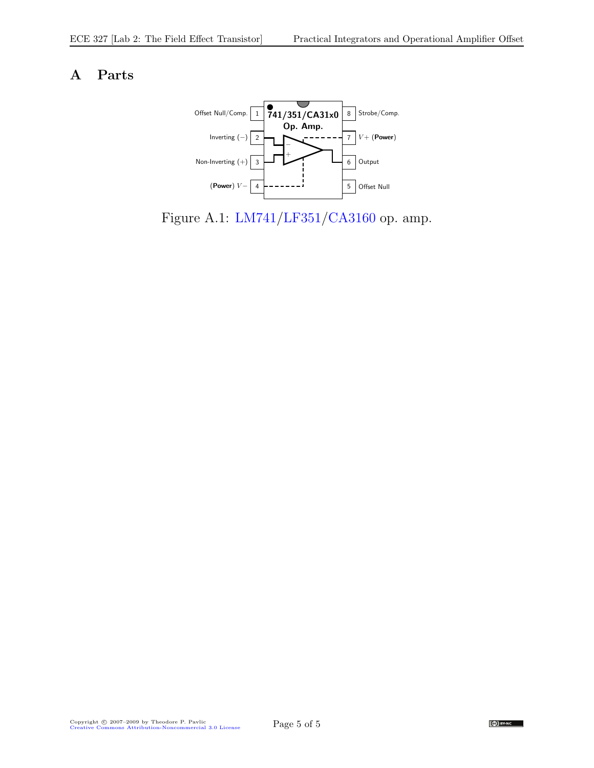## A Parts

Offset Null/Comp.
1
Inverting (−)
2
Non-Inverting (+)
3
(Power) $V-$
4
741/351/CA31x0
Op. Amp.
8
Strobe/Comp.
7
$V+$ (Power)
6
Output
5
Offset Null

Figure A.1: LM741/LF351/CA3160 op. amp.